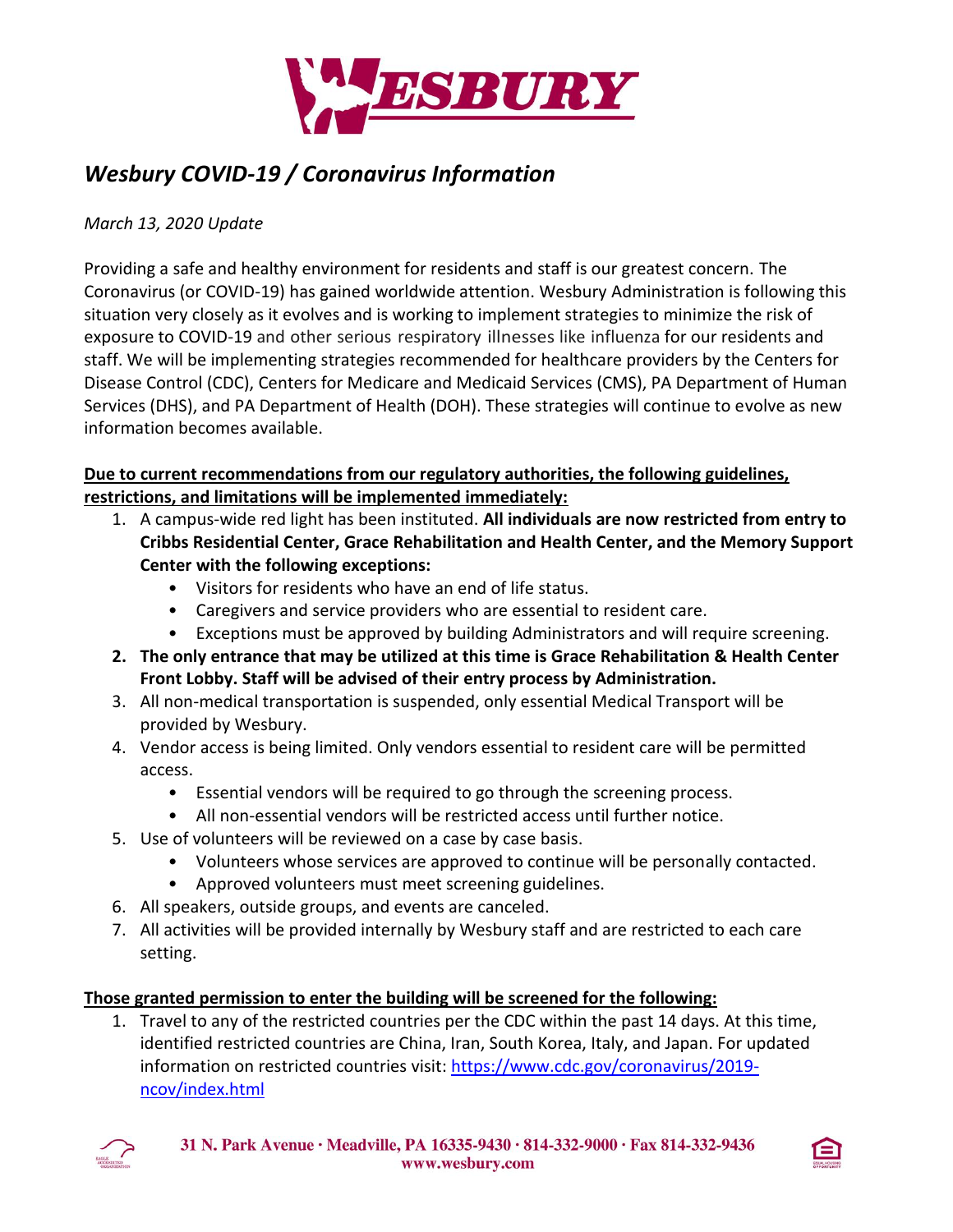# Wesbury COVID-19 / Coronavirus Information

*March 13, 2020 Update*

Providing a safe and healthy environment for residents and staff is our greatest concern. The Coronavirus (or COVID-19) has gained worldwide attention. Wesbury Administration is following this situation very closely as it evolves and is working to implement strategies to minimize the risk of exposure to COVID-19 and other serious respiratory illnesses like influenza for our residents and staff. We will be implementing strategies recommended for healthcare providers by the Centers for Disease Control (CDC), Centers for Medicare and Medicaid Services (CMS), PA Department of Human Services (DHS), and PA Department of Health (DOH). These strategies will continue to evolve as new information becomes available.

**Due to current recommendations from our regulatory authorities, the following guidelines, restrictions, and limitations will be implemented immediately:**

1. A campus-wide red light has been instituted. **All individuals are now restricted from entry to Cribbs Residential Center, Grace Rehabilitation and Health Center, and the Memory Support Center with the following exceptions:**
   - Visitors for residents who have an end of life status.
   - Caregivers and service providers who are essential to resident care.
   - Exceptions must be approved by building Administrators and will require screening.
2. **The only entrance that may be utilized at this time is Grace Rehabilitation & Health Center Front Lobby. Staff will be advised of their entry process by Administration.**
3. All non-medical transportation is suspended, only essential Medical Transport will be provided by Wesbury.
4. Vendor access is being limited. Only vendors essential to resident care will be permitted access.
   - Essential vendors will be required to go through the screening process.
   - All non-essential vendors will be restricted access until further notice.
5. Use of volunteers will be reviewed on a case by case basis.
   - Volunteers whose services are approved to continue will be personally contacted.
   - Approved volunteers must meet screening guidelines.
6. All speakers, outside groups, and events are canceled.
7. All activities will be provided internally by Wesbury staff and are restricted to each care setting.

**Those granted permission to enter the building will be screened for the following:**

1. Travel to any of the restricted countries per the CDC within the past 14 days. At this time, identified restricted countries are China, Iran, South Korea, Italy, and Japan. For updated information on restricted countries visit: https://www.cdc.gov/coronavirus/2019-ncov/index.html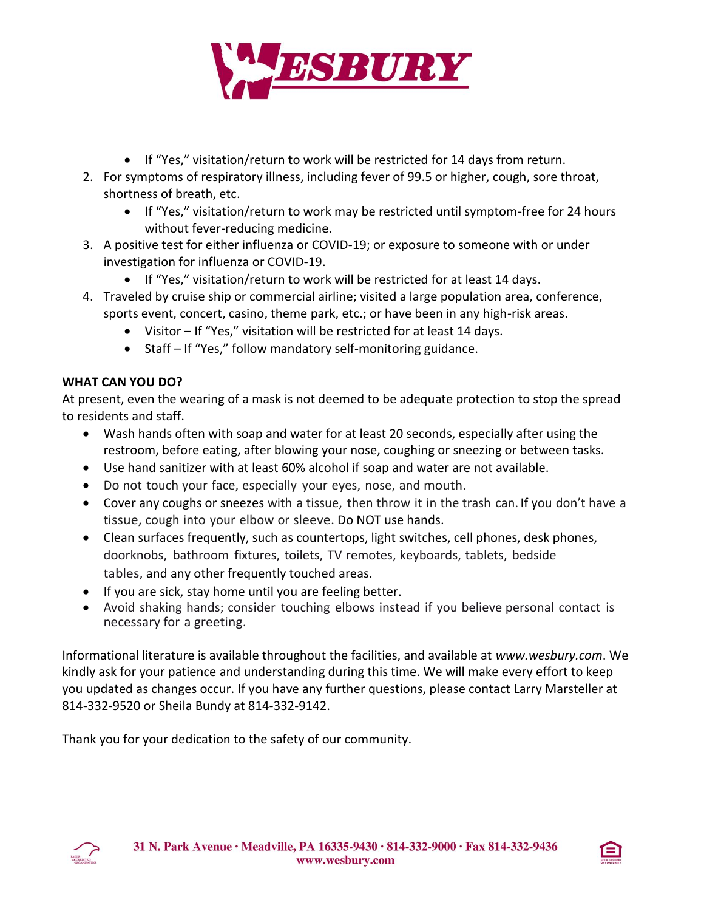- If "Yes," visitation/return to work will be restricted for 14 days from return.

2. For symptoms of respiratory illness, including fever of 99.5 or higher, cough, sore throat, shortness of breath, etc.
   - If "Yes," visitation/return to work may be restricted until symptom-free for 24 hours without fever-reducing medicine.
3. A positive test for either influenza or COVID-19; or exposure to someone with or under investigation for influenza or COVID-19.
   - If "Yes," visitation/return to work will be restricted for at least 14 days.
4. Traveled by cruise ship or commercial airline; visited a large population area, conference, sports event, concert, casino, theme park, etc.; or have been in any high-risk areas.
   - Visitor – If "Yes," visitation will be restricted for at least 14 days.
   - Staff – If "Yes," follow mandatory self-monitoring guidance.

**WHAT CAN YOU DO?**

At present, even the wearing of a mask is not deemed to be adequate protection to stop the spread to residents and staff.

- Wash hands often with soap and water for at least 20 seconds, especially after using the restroom, before eating, after blowing your nose, coughing or sneezing or between tasks.
- Use hand sanitizer with at least 60% alcohol if soap and water are not available.
- Do not touch your face, especially your eyes, nose, and mouth.
- Cover any coughs or sneezes with a tissue, then throw it in the trash can. If you don't have a tissue, cough into your elbow or sleeve. Do NOT use hands.
- Clean surfaces frequently, such as countertops, light switches, cell phones, desk phones, doorknobs, bathroom fixtures, toilets, TV remotes, keyboards, tablets, bedside tables, and any other frequently touched areas.
- If you are sick, stay home until you are feeling better.
- Avoid shaking hands; consider touching elbows instead if you believe personal contact is necessary for a greeting.

Informational literature is available throughout the facilities, and available at *www.wesbury.com*. We kindly ask for your patience and understanding during this time. We will make every effort to keep you updated as changes occur. If you have any further questions, please contact Larry Marsteller at 814-332-9520 or Sheila Bundy at 814-332-9142.

Thank you for your dedication to the safety of our community.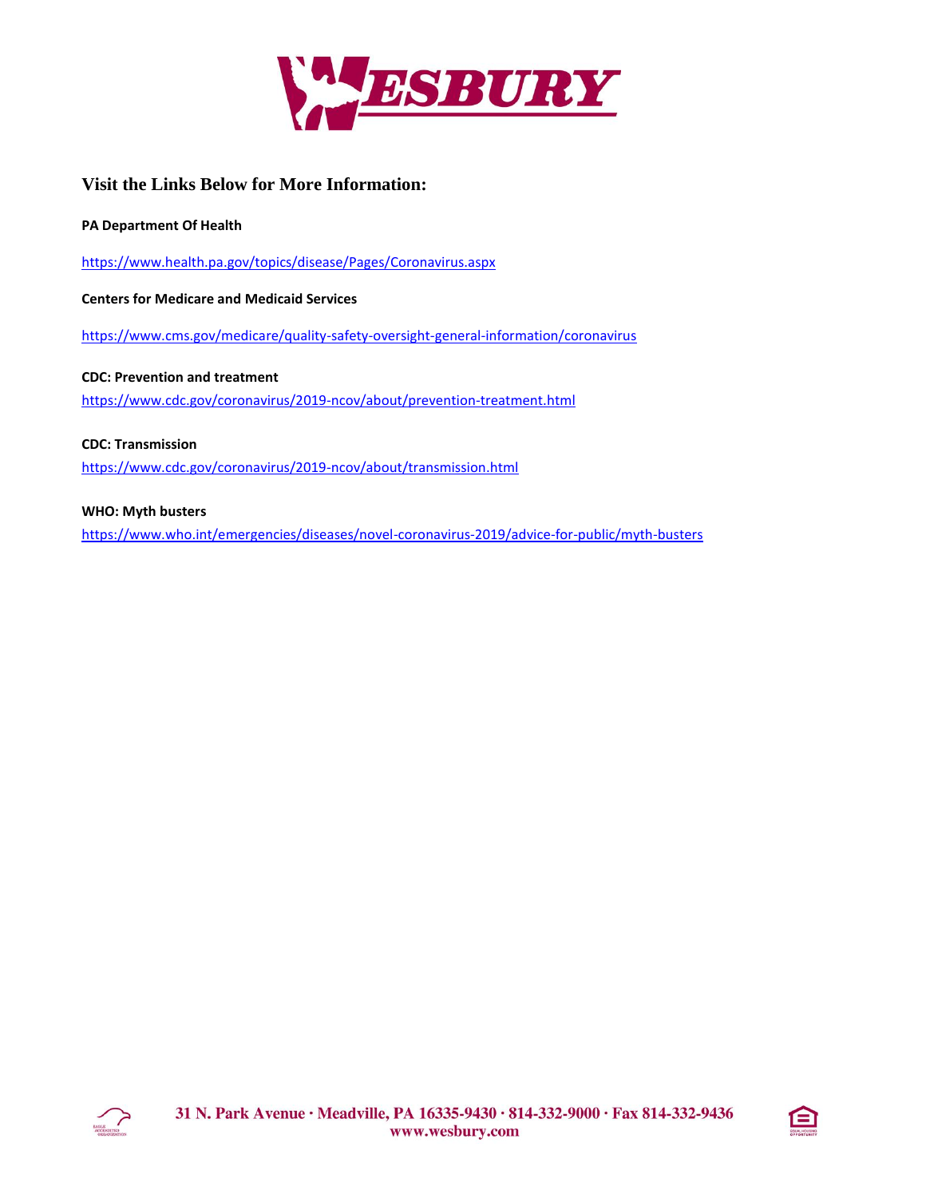# Visit the Links Below for More Information:

**PA Department Of Health**

https://www.health.pa.gov/topics/disease/Pages/Coronavirus.aspx

**Centers for Medicare and Medicaid Services**

https://www.cms.gov/medicare/quality-safety-oversight-general-information/coronavirus

**CDC: Prevention and treatment**
https://www.cdc.gov/coronavirus/2019-ncov/about/prevention-treatment.html

**CDC: Transmission**
https://www.cdc.gov/coronavirus/2019-ncov/about/transmission.html

**WHO: Myth busters**
https://www.who.int/emergencies/diseases/novel-coronavirus-2019/advice-for-public/myth-busters

**31 N. Park Avenue · Meadville, PA 16335-9430 · 814-332-9000 · Fax 814-332-9436**
**www.wesbury.com**